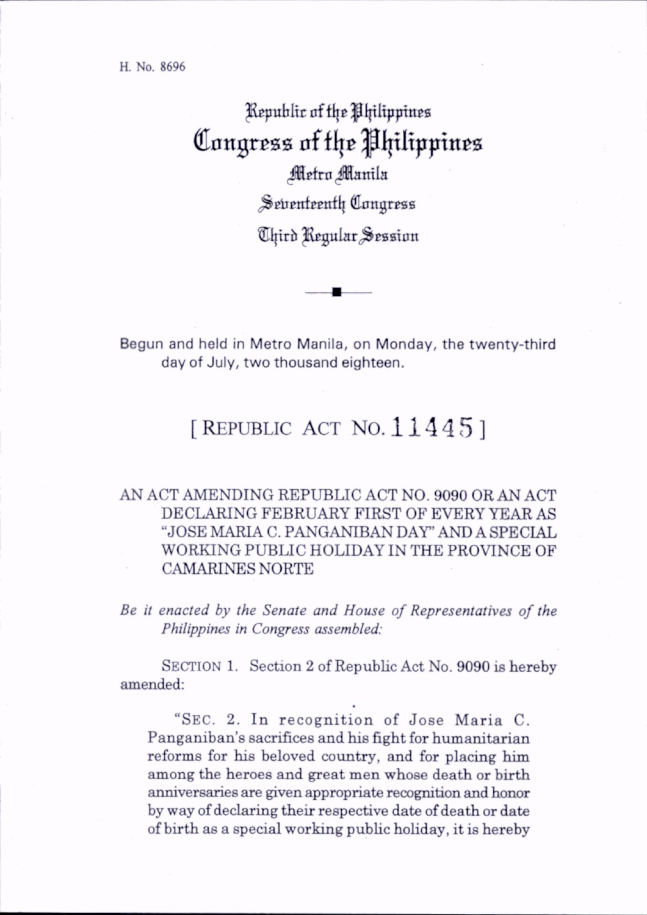H. No. 8696

Republic of the Philippines
# Congress of the Philippines
Metro Manila
Seventeenth Congress
Third Regular Session

Begun and held in Metro Manila, on Monday, the twenty-third day of July, two thousand eighteen.

## [ REPUBLIC ACT NO. 11445 ]

AN ACT AMENDING REPUBLIC ACT NO. 9090 OR AN ACT DECLARING FEBRUARY FIRST OF EVERY YEAR AS "JOSE MARIA C. PANGANIBAN DAY" AND A SPECIAL WORKING PUBLIC HOLIDAY IN THE PROVINCE OF CAMARINES NORTE

*Be it enacted by the Senate and House of Representatives of the Philippines in Congress assembled:*

SECTION 1. Section 2 of Republic Act No. 9090 is hereby amended:

"SEC. 2. In recognition of Jose Maria C. Panganiban's sacrifices and his fight for humanitarian reforms for his beloved country, and for placing him among the heroes and great men whose death or birth anniversaries are given appropriate recognition and honor by way of declaring their respective date of death or date of birth as a special working public holiday, it is hereby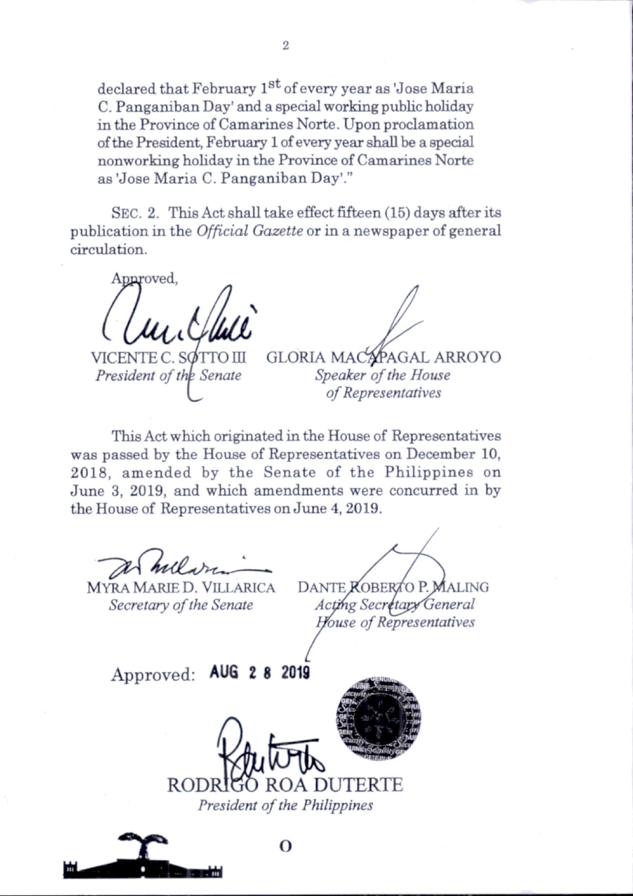declared that February 1st of every year as 'Jose Maria C. Panganiban Day' and a special working public holiday in the Province of Camarines Norte. Upon proclamation of the President, February 1 of every year shall be a special nonworking holiday in the Province of Camarines Norte as 'Jose Maria C. Panganiban Day'."

SEC. 2. This Act shall take effect fifteen (15) days after its publication in the *Official Gazette* or in a newspaper of general circulation.

Approved,

VICENTE C. SOTTO III
*President of the Senate*

GLORIA MACAPAGAL ARROYO
*Speaker of the House of Representatives*

This Act which originated in the House of Representatives was passed by the House of Representatives on December 10, 2018, amended by the Senate of the Philippines on June 3, 2019, and which amendments were concurred in by the House of Representatives on June 4, 2019.

MYRA MARIE D. VILLARICA
*Secretary of the Senate*

DANTE ROBERTO P. MALING
*Acting Secretary General House of Representatives*

Approved: **AUG 28 2019**

RODRIGO ROA DUTERTE
*President of the Philippines*

O